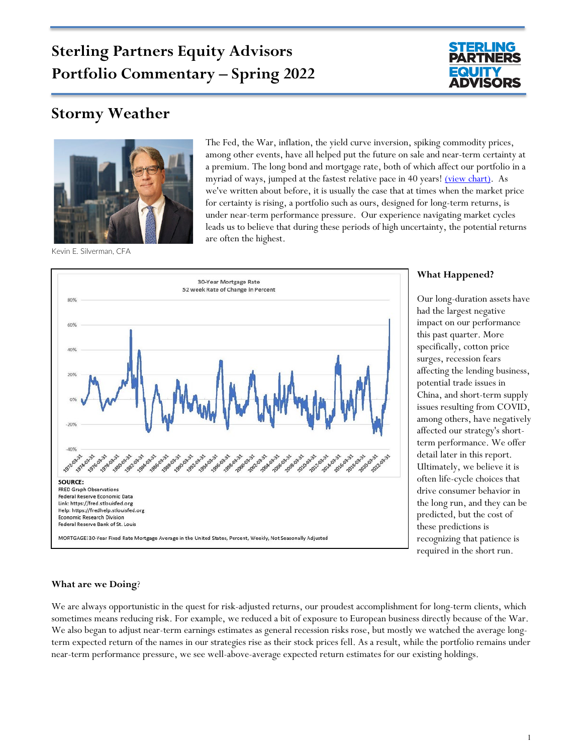# Sterling Partners Equity Advisors
# Portfolio Commentary – Spring 2022

## Stormy Weather

Kevin E. Silverman, CFA

The Fed, the War, inflation, the yield curve inversion, spiking commodity prices, among other events, have all helped put the future on sale and near-term certainty at a premium. The long bond and mortgage rate, both of which affect our portfolio in a myriad of ways, jumped at the fastest relative pace in 40 years! [(view chart)](). As we've written about before, it is usually the case that at times when the market price for certainty is rising, a portfolio such as ours, designed for long-term returns, is under near-term performance pressure. Our experience navigating market cycles leads us to believe that during these periods of high uncertainty, the potential returns are often the highest.

30-Year Mortgage Rate
52 week Rate of Change in Percent

**SOURCE:**
FRED Graph Observations
Federal Reserve Economic Data
Link: https://fred.stlouisfed.org
Help: https://fredhelp.stlouisfed.org
Economic Research Division
Federal Reserve Bank of St. Louis

MORTGAGE30: 30-Year Fixed Rate Mortgage Average in the United States, Percent, Weekly, Not Seasonally Adjusted

### What Happened?

Our long-duration assets have had the largest negative impact on our performance this past quarter. More specifically, cotton price surges, recession fears affecting the lending business, potential trade issues in China, and short-term supply issues resulting from COVID, among others, have negatively affected our strategy's short-term performance. We offer detail later in this report. Ultimately, we believe it is often life-cycle choices that drive consumer behavior in the long run, and they can be predicted, but the cost of these predictions is recognizing that patience is required in the short run.

### What are we Doing?

We are always opportunistic in the quest for risk-adjusted returns, our proudest accomplishment for long-term clients, which sometimes means reducing risk. For example, we reduced a bit of exposure to European business directly because of the War. We also began to adjust near-term earnings estimates as general recession risks rose, but mostly we watched the average long-term expected return of the names in our strategies rise as their stock prices fell. As a result, while the portfolio remains under near-term performance pressure, we see well-above-average expected return estimates for our existing holdings.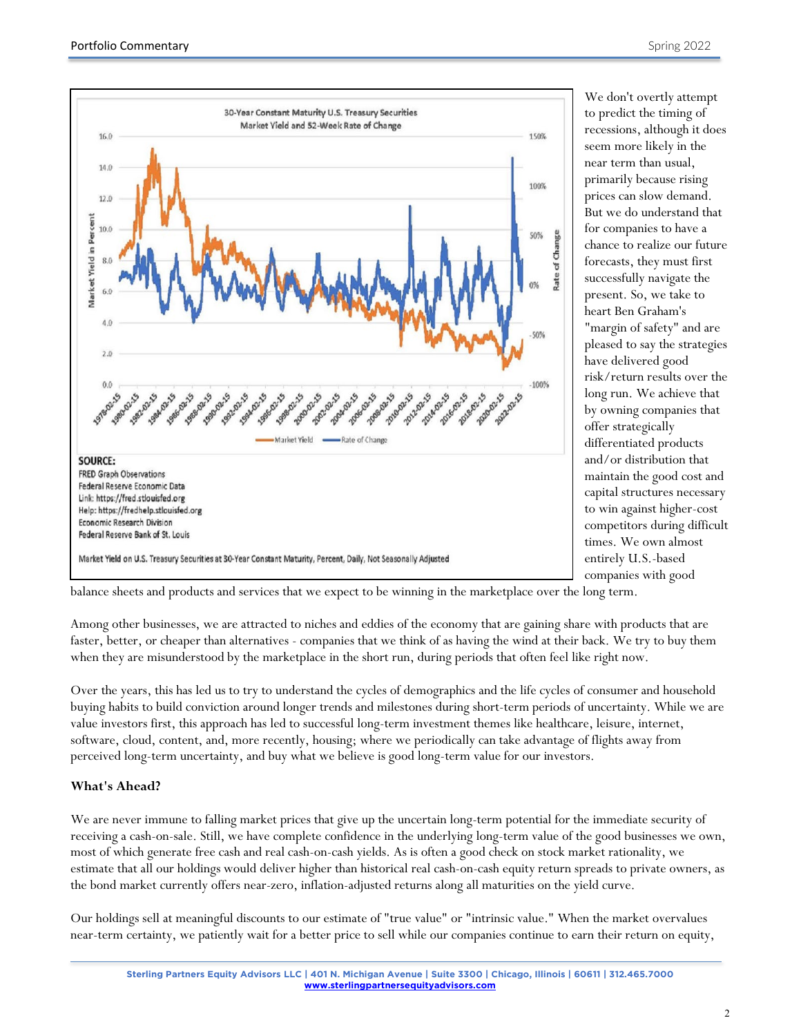We don't overtly attempt to predict the timing of recessions, although it does seem more likely in the near term than usual, primarily because rising prices can slow demand. But we do understand that for companies to have a chance to realize our future forecasts, they must first successfully navigate the present. So, we take to heart Ben Graham's "margin of safety" and are pleased to say the strategies have delivered good risk/return results over the long run. We achieve that by owning companies that offer strategically differentiated products and/or distribution that maintain the good cost and capital structures necessary to win against higher-cost competitors during difficult times. We own almost entirely U.S.-based companies with good balance sheets and products and services that we expect to be winning in the marketplace over the long term.

SOURCE:
FRED Graph Observations
Federal Reserve Economic Data
Link: https://fred.stlouisfed.org
Help: https://fredhelp.stlouisfed.org
Economic Research Division
Federal Reserve Bank of St. Louis

Market Yield on U.S. Treasury Securities at 30-Year Constant Maturity, Percent, Daily, Not Seasonally Adjusted

Among other businesses, we are attracted to niches and eddies of the economy that are gaining share with products that are faster, better, or cheaper than alternatives - companies that we think of as having the wind at their back. We try to buy them when they are misunderstood by the marketplace in the short run, during periods that often feel like right now.

Over the years, this has led us to try to understand the cycles of demographics and the life cycles of consumer and household buying habits to build conviction around longer trends and milestones during short-term periods of uncertainty. While we are value investors first, this approach has led to successful long-term investment themes like healthcare, leisure, internet, software, cloud, content, and, more recently, housing; where we periodically can take advantage of flights away from perceived long-term uncertainty, and buy what we believe is good long-term value for our investors.

### What's Ahead?

We are never immune to falling market prices that give up the uncertain long-term potential for the immediate security of receiving a cash-on-sale. Still, we have complete confidence in the underlying long-term value of the good businesses we own, most of which generate free cash and real cash-on-cash yields. As is often a good check on stock market rationality, we estimate that all our holdings would deliver higher than historical real cash-on-cash equity return spreads to private owners, as the bond market currently offers near-zero, inflation-adjusted returns along all maturities on the yield curve.

Our holdings sell at meaningful discounts to our estimate of "true value" or "intrinsic value." When the market overvalues near-term certainty, we patiently wait for a better price to sell while our companies continue to earn their return on equity,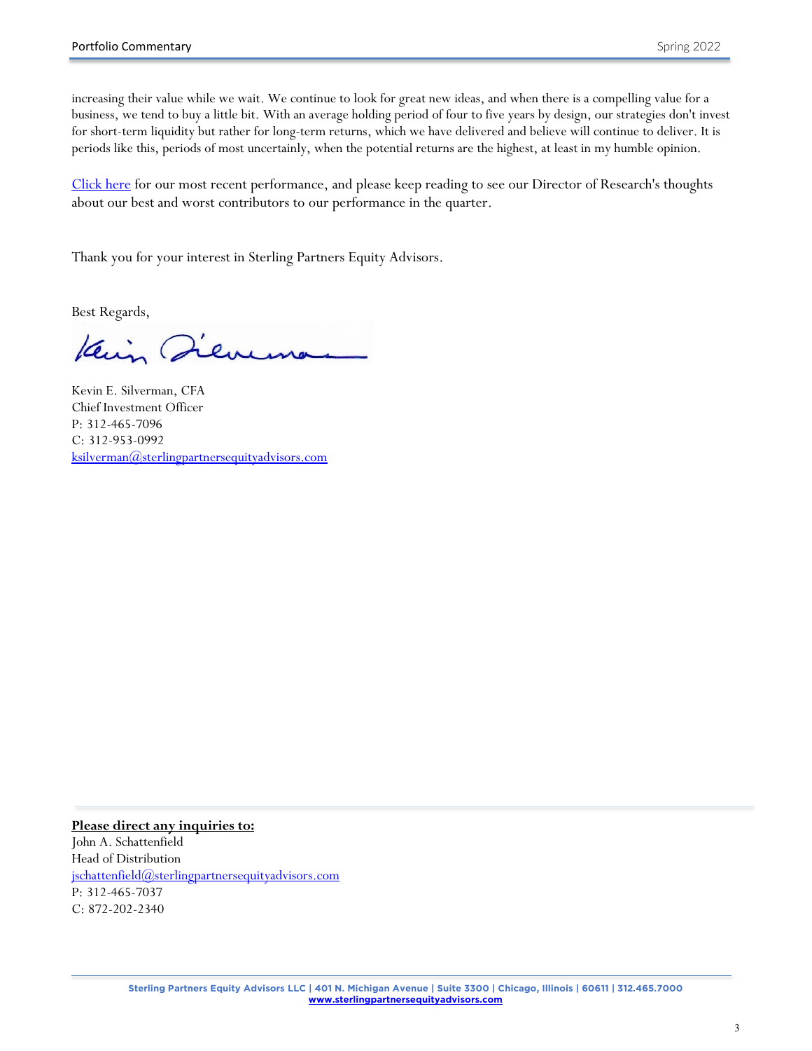increasing their value while we wait. We continue to look for great new ideas, and when there is a compelling value for a business, we tend to buy a little bit. With an average holding period of four to five years by design, our strategies don't invest for short-term liquidity but rather for long-term returns, which we have delivered and believe will continue to deliver. It is periods like this, periods of most uncertainly, when the potential returns are the highest, at least in my humble opinion.

[Click here](#) for our most recent performance, and please keep reading to see our Director of Research's thoughts about our best and worst contributors to our performance in the quarter.

Thank you for your interest in Sterling Partners Equity Advisors.

Best Regards,

Kevin E. Silverman, CFA
Chief Investment Officer
P: 312-465-7096
C: 312-953-0992
[ksilverman@sterlingpartnersequityadvisors.com](mailto:ksilverman@sterlingpartnersequityadvisors.com)

**Please direct any inquiries to:**
John A. Schattenfield
Head of Distribution
[jschattenfield@sterlingpartnersequityadvisors.com](mailto:jschattenfield@sterlingpartnersequityadvisors.com)
P: 312-465-7037
C: 872-202-2340

**Sterling Partners Equity Advisors LLC | 401 N. Michigan Avenue | Suite 3300 | Chicago, Illinois | 60611 | 312.465.7000**
**www.sterlingpartnersequityadvisors.com**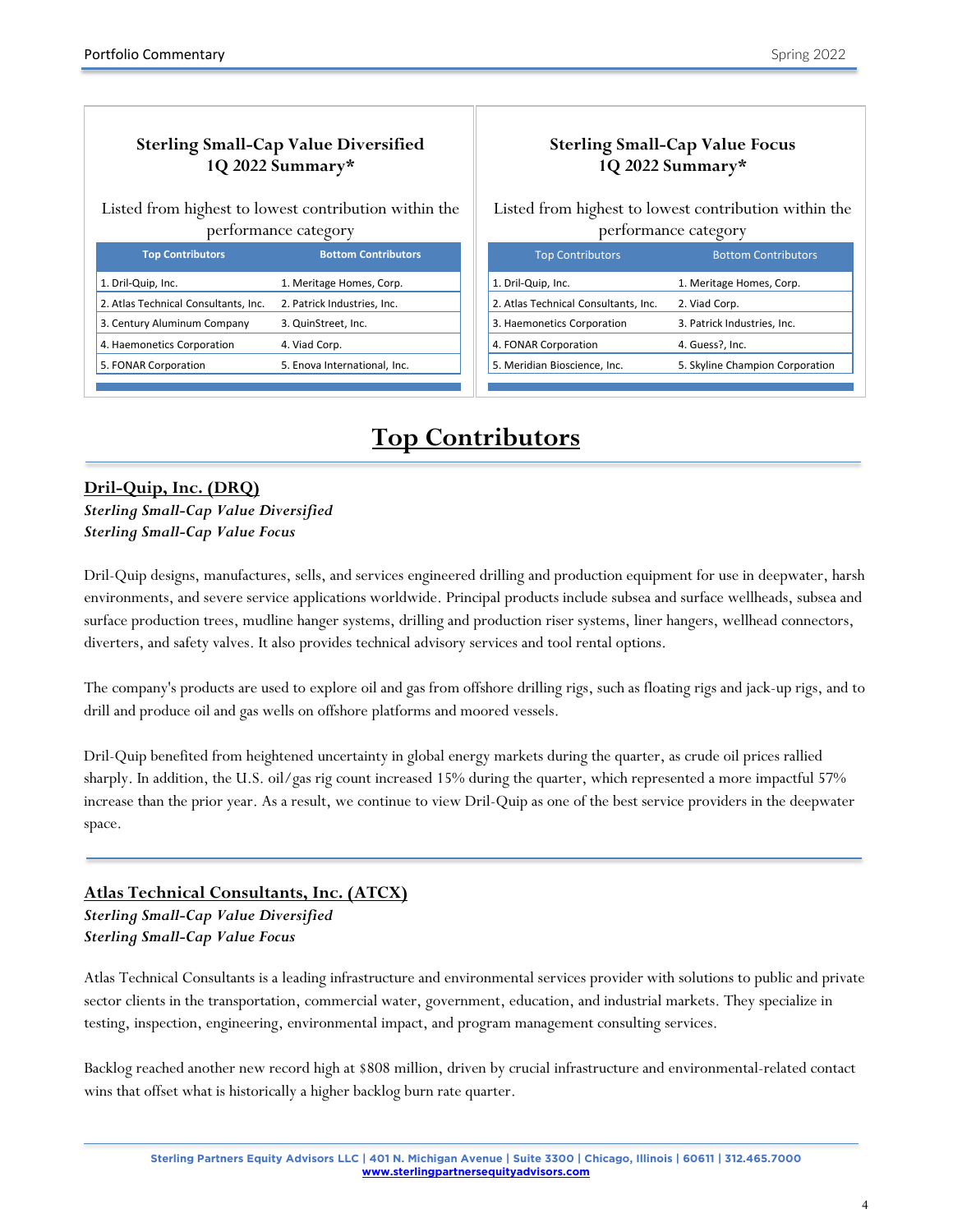### Sterling Small-Cap Value Diversified 1Q 2022 Summary*

Listed from highest to lowest contribution within the performance category

| Top Contributors | Bottom Contributors |
|---|---|
| 1. Dril-Quip, Inc. | 1. Meritage Homes, Corp. |
| 2. Atlas Technical Consultants, Inc. | 2. Patrick Industries, Inc. |
| 3. Century Aluminum Company | 3. QuinStreet, Inc. |
| 4. Haemonetics Corporation | 4. Viad Corp. |
| 5. FONAR Corporation | 5. Enova International, Inc. |

### Sterling Small-Cap Value Focus 1Q 2022 Summary*

Listed from highest to lowest contribution within the performance category

| Top Contributors | Bottom Contributors |
|---|---|
| 1. Dril-Quip, Inc. | 1. Meritage Homes, Corp. |
| 2. Atlas Technical Consultants, Inc. | 2. Viad Corp. |
| 3. Haemonetics Corporation | 3. Patrick Industries, Inc. |
| 4. FONAR Corporation | 4. Guess?, Inc. |
| 5. Meridian Bioscience, Inc. | 5. Skyline Champion Corporation |

# Top Contributors

## Dril-Quip, Inc. (DRQ)

*Sterling Small-Cap Value Diversified*
*Sterling Small-Cap Value Focus*

Dril-Quip designs, manufactures, sells, and services engineered drilling and production equipment for use in deepwater, harsh environments, and severe service applications worldwide. Principal products include subsea and surface wellheads, subsea and surface production trees, mudline hanger systems, drilling and production riser systems, liner hangers, wellhead connectors, diverters, and safety valves. It also provides technical advisory services and tool rental options.

The company's products are used to explore oil and gas from offshore drilling rigs, such as floating rigs and jack-up rigs, and to drill and produce oil and gas wells on offshore platforms and moored vessels.

Dril-Quip benefited from heightened uncertainty in global energy markets during the quarter, as crude oil prices rallied sharply. In addition, the U.S. oil/gas rig count increased 15% during the quarter, which represented a more impactful 57% increase than the prior year. As a result, we continue to view Dril-Quip as one of the best service providers in the deepwater space.

## Atlas Technical Consultants, Inc. (ATCX)

*Sterling Small-Cap Value Diversified*
*Sterling Small-Cap Value Focus*

Atlas Technical Consultants is a leading infrastructure and environmental services provider with solutions to public and private sector clients in the transportation, commercial water, government, education, and industrial markets. They specialize in testing, inspection, engineering, environmental impact, and program management consulting services.

Backlog reached another new record high at $808 million, driven by crucial infrastructure and environmental-related contact wins that offset what is historically a higher backlog burn rate quarter.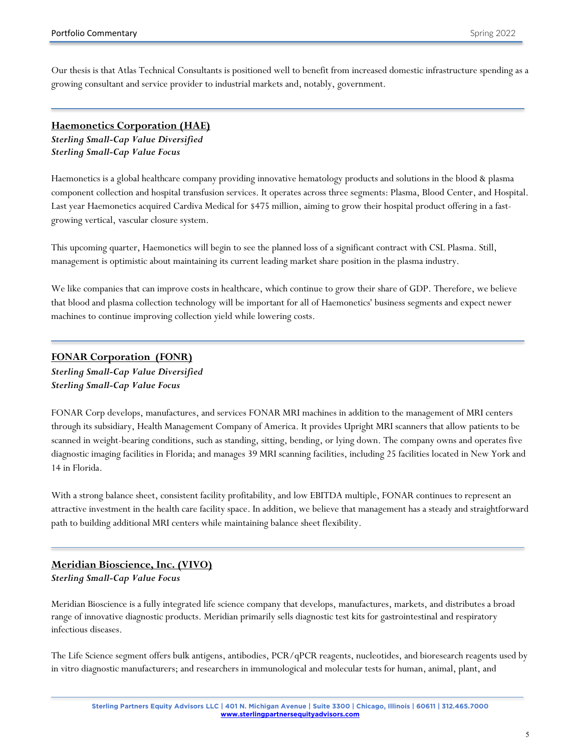Our thesis is that Atlas Technical Consultants is positioned well to benefit from increased domestic infrastructure spending as a growing consultant and service provider to industrial markets and, notably, government.

---

## Haemonetics Corporation (HAE)

***Sterling Small-Cap Value Diversified***
***Sterling Small-Cap Value Focus***

Haemonetics is a global healthcare company providing innovative hematology products and solutions in the blood & plasma component collection and hospital transfusion services. It operates across three segments: Plasma, Blood Center, and Hospital. Last year Haemonetics acquired Cardiva Medical for $475 million, aiming to grow their hospital product offering in a fast-growing vertical, vascular closure system.

This upcoming quarter, Haemonetics will begin to see the planned loss of a significant contract with CSL Plasma. Still, management is optimistic about maintaining its current leading market share position in the plasma industry.

We like companies that can improve costs in healthcare, which continue to grow their share of GDP. Therefore, we believe that blood and plasma collection technology will be important for all of Haemonetics' business segments and expect newer machines to continue improving collection yield while lowering costs.

---

## FONAR Corporation (FONR)

***Sterling Small-Cap Value Diversified***
***Sterling Small-Cap Value Focus***

FONAR Corp develops, manufactures, and services FONAR MRI machines in addition to the management of MRI centers through its subsidiary, Health Management Company of America. It provides Upright MRI scanners that allow patients to be scanned in weight-bearing conditions, such as standing, sitting, bending, or lying down. The company owns and operates five diagnostic imaging facilities in Florida; and manages 39 MRI scanning facilities, including 25 facilities located in New York and 14 in Florida.

With a strong balance sheet, consistent facility profitability, and low EBITDA multiple, FONAR continues to represent an attractive investment in the health care facility space. In addition, we believe that management has a steady and straightforward path to building additional MRI centers while maintaining balance sheet flexibility.

---

## Meridian Bioscience, Inc. (VIVO)

***Sterling Small-Cap Value Focus***

Meridian Bioscience is a fully integrated life science company that develops, manufactures, markets, and distributes a broad range of innovative diagnostic products. Meridian primarily sells diagnostic test kits for gastrointestinal and respiratory infectious diseases.

The Life Science segment offers bulk antigens, antibodies, PCR/qPCR reagents, nucleotides, and bioresearch reagents used by in vitro diagnostic manufacturers; and researchers in immunological and molecular tests for human, animal, plant, and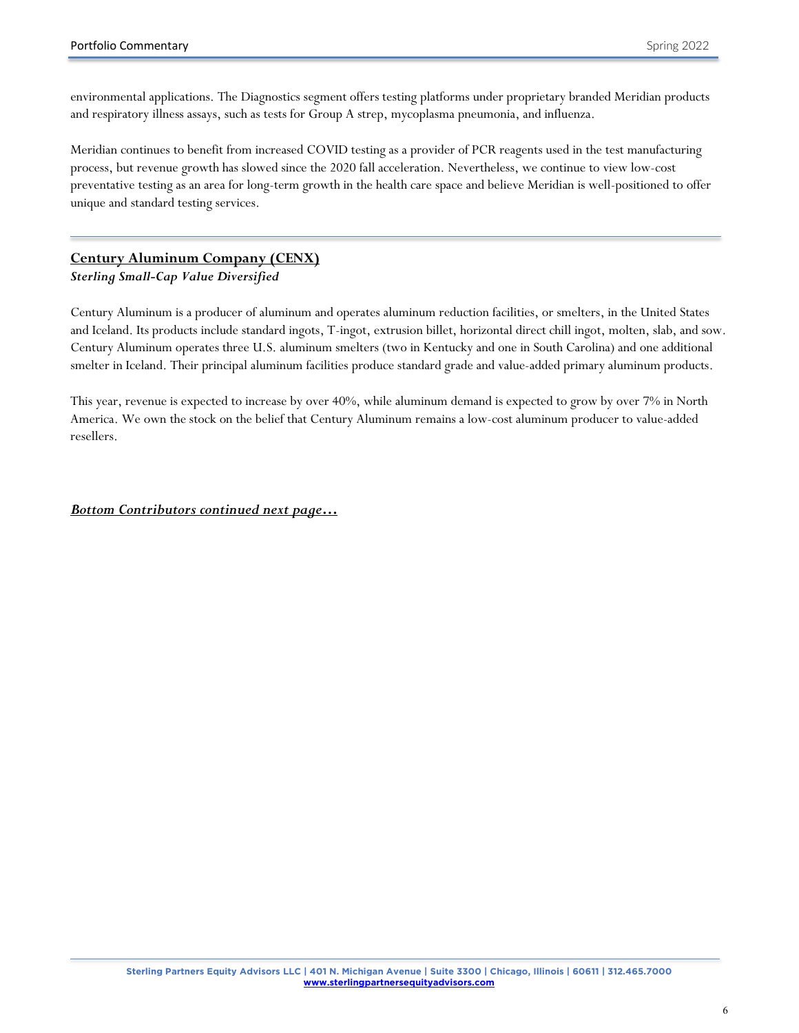environmental applications. The Diagnostics segment offers testing platforms under proprietary branded Meridian products and respiratory illness assays, such as tests for Group A strep, mycoplasma pneumonia, and influenza.

Meridian continues to benefit from increased COVID testing as a provider of PCR reagents used in the test manufacturing process, but revenue growth has slowed since the 2020 fall acceleration. Nevertheless, we continue to view low-cost preventative testing as an area for long-term growth in the health care space and believe Meridian is well-positioned to offer unique and standard testing services.

---

## Century Aluminum Company (CENX)

***Sterling Small-Cap Value Diversified***

Century Aluminum is a producer of aluminum and operates aluminum reduction facilities, or smelters, in the United States and Iceland. Its products include standard ingots, T-ingot, extrusion billet, horizontal direct chill ingot, molten, slab, and sow. Century Aluminum operates three U.S. aluminum smelters (two in Kentucky and one in South Carolina) and one additional smelter in Iceland. Their principal aluminum facilities produce standard grade and value-added primary aluminum products.

This year, revenue is expected to increase by over 40%, while aluminum demand is expected to grow by over 7% in North America. We own the stock on the belief that Century Aluminum remains a low-cost aluminum producer to value-added resellers.

***Bottom Contributors continued next page…***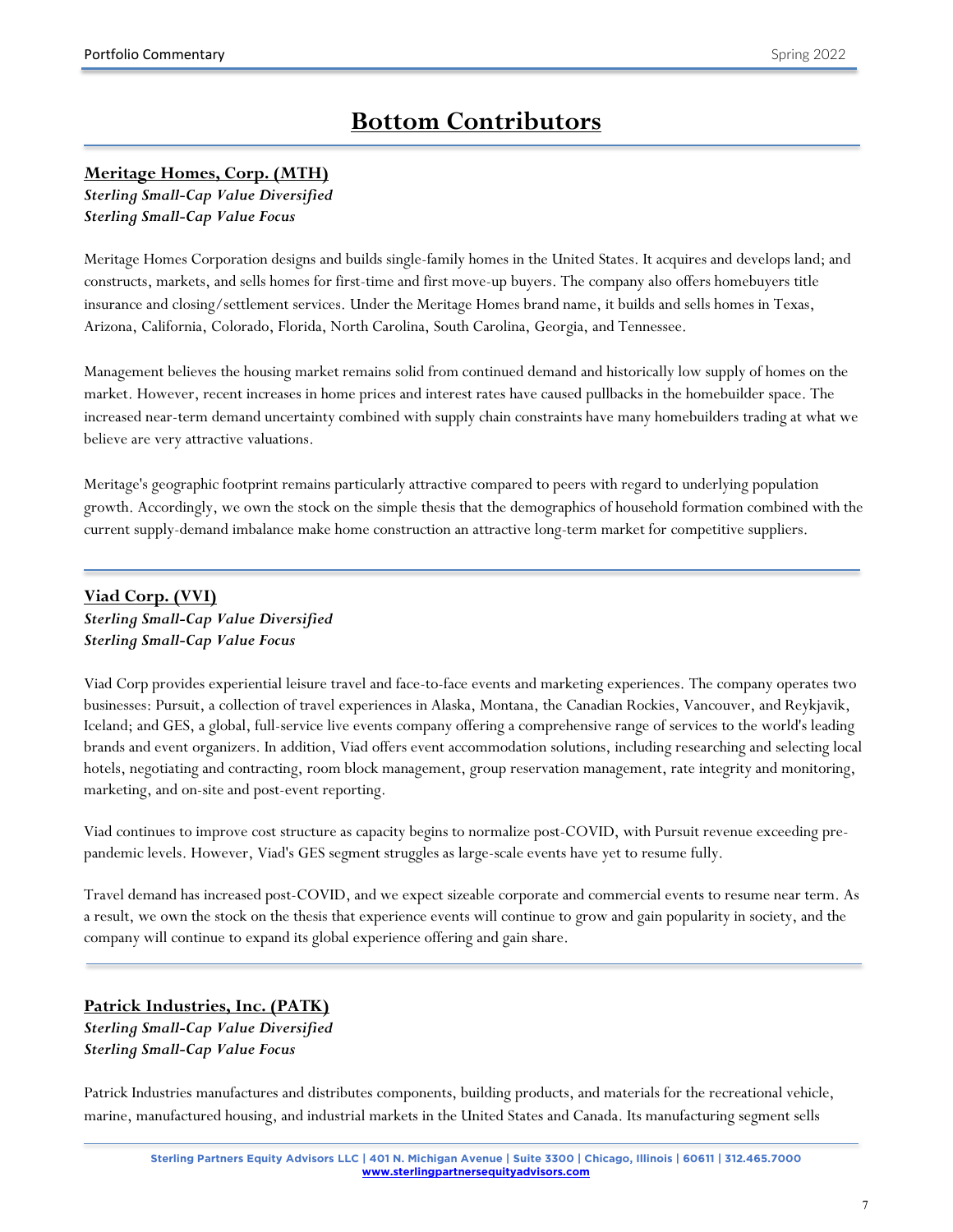# Bottom Contributors

## Meritage Homes, Corp. (MTH)

***Sterling Small-Cap Value Diversified***
***Sterling Small-Cap Value Focus***

Meritage Homes Corporation designs and builds single-family homes in the United States. It acquires and develops land; and constructs, markets, and sells homes for first-time and first move-up buyers. The company also offers homebuyers title insurance and closing/settlement services. Under the Meritage Homes brand name, it builds and sells homes in Texas, Arizona, California, Colorado, Florida, North Carolina, South Carolina, Georgia, and Tennessee.

Management believes the housing market remains solid from continued demand and historically low supply of homes on the market. However, recent increases in home prices and interest rates have caused pullbacks in the homebuilder space. The increased near-term demand uncertainty combined with supply chain constraints have many homebuilders trading at what we believe are very attractive valuations.

Meritage's geographic footprint remains particularly attractive compared to peers with regard to underlying population growth. Accordingly, we own the stock on the simple thesis that the demographics of household formation combined with the current supply-demand imbalance make home construction an attractive long-term market for competitive suppliers.

## Viad Corp. (VVI)

***Sterling Small-Cap Value Diversified***
***Sterling Small-Cap Value Focus***

Viad Corp provides experiential leisure travel and face-to-face events and marketing experiences. The company operates two businesses: Pursuit, a collection of travel experiences in Alaska, Montana, the Canadian Rockies, Vancouver, and Reykjavik, Iceland; and GES, a global, full-service live events company offering a comprehensive range of services to the world's leading brands and event organizers. In addition, Viad offers event accommodation solutions, including researching and selecting local hotels, negotiating and contracting, room block management, group reservation management, rate integrity and monitoring, marketing, and on-site and post-event reporting.

Viad continues to improve cost structure as capacity begins to normalize post-COVID, with Pursuit revenue exceeding pre-pandemic levels. However, Viad's GES segment struggles as large-scale events have yet to resume fully.

Travel demand has increased post-COVID, and we expect sizeable corporate and commercial events to resume near term. As a result, we own the stock on the thesis that experience events will continue to grow and gain popularity in society, and the company will continue to expand its global experience offering and gain share.

## Patrick Industries, Inc. (PATK)

***Sterling Small-Cap Value Diversified***
***Sterling Small-Cap Value Focus***

Patrick Industries manufactures and distributes components, building products, and materials for the recreational vehicle, marine, manufactured housing, and industrial markets in the United States and Canada. Its manufacturing segment sells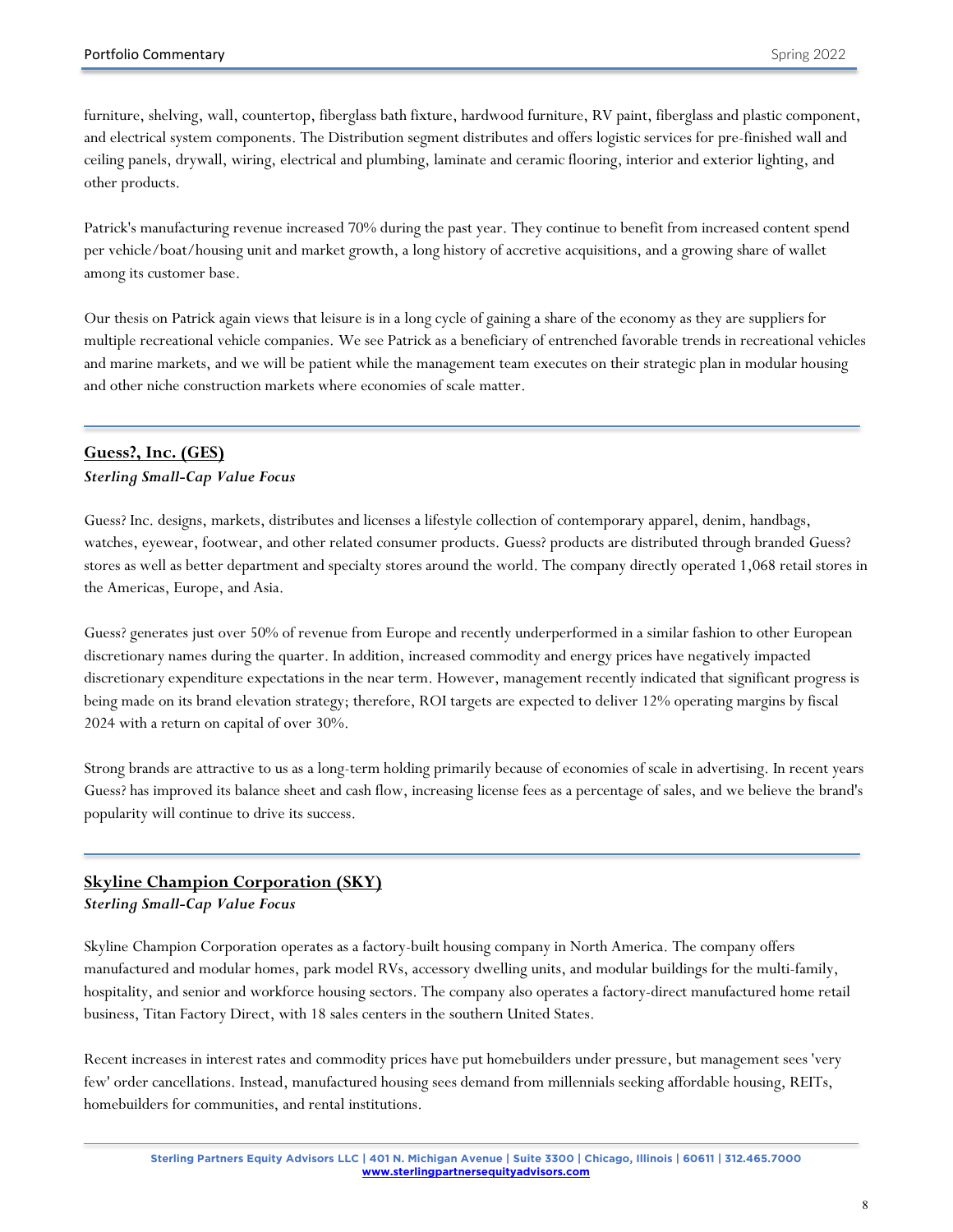furniture, shelving, wall, countertop, fiberglass bath fixture, hardwood furniture, RV paint, fiberglass and plastic component, and electrical system components. The Distribution segment distributes and offers logistic services for pre-finished wall and ceiling panels, drywall, wiring, electrical and plumbing, laminate and ceramic flooring, interior and exterior lighting, and other products.

Patrick's manufacturing revenue increased 70% during the past year. They continue to benefit from increased content spend per vehicle/boat/housing unit and market growth, a long history of accretive acquisitions, and a growing share of wallet among its customer base.

Our thesis on Patrick again views that leisure is in a long cycle of gaining a share of the economy as they are suppliers for multiple recreational vehicle companies. We see Patrick as a beneficiary of entrenched favorable trends in recreational vehicles and marine markets, and we will be patient while the management team executes on their strategic plan in modular housing and other niche construction markets where economies of scale matter.

---

## Guess?, Inc. (GES)

***Sterling Small-Cap Value Focus***

Guess? Inc. designs, markets, distributes and licenses a lifestyle collection of contemporary apparel, denim, handbags, watches, eyewear, footwear, and other related consumer products. Guess? products are distributed through branded Guess? stores as well as better department and specialty stores around the world. The company directly operated 1,068 retail stores in the Americas, Europe, and Asia.

Guess? generates just over 50% of revenue from Europe and recently underperformed in a similar fashion to other European discretionary names during the quarter. In addition, increased commodity and energy prices have negatively impacted discretionary expenditure expectations in the near term. However, management recently indicated that significant progress is being made on its brand elevation strategy; therefore, ROI targets are expected to deliver 12% operating margins by fiscal 2024 with a return on capital of over 30%.

Strong brands are attractive to us as a long-term holding primarily because of economies of scale in advertising. In recent years Guess? has improved its balance sheet and cash flow, increasing license fees as a percentage of sales, and we believe the brand's popularity will continue to drive its success.

---

## Skyline Champion Corporation (SKY)

***Sterling Small-Cap Value Focus***

Skyline Champion Corporation operates as a factory-built housing company in North America. The company offers manufactured and modular homes, park model RVs, accessory dwelling units, and modular buildings for the multi-family, hospitality, and senior and workforce housing sectors. The company also operates a factory-direct manufactured home retail business, Titan Factory Direct, with 18 sales centers in the southern United States.

Recent increases in interest rates and commodity prices have put homebuilders under pressure, but management sees 'very few' order cancellations. Instead, manufactured housing sees demand from millennials seeking affordable housing, REITs, homebuilders for communities, and rental institutions.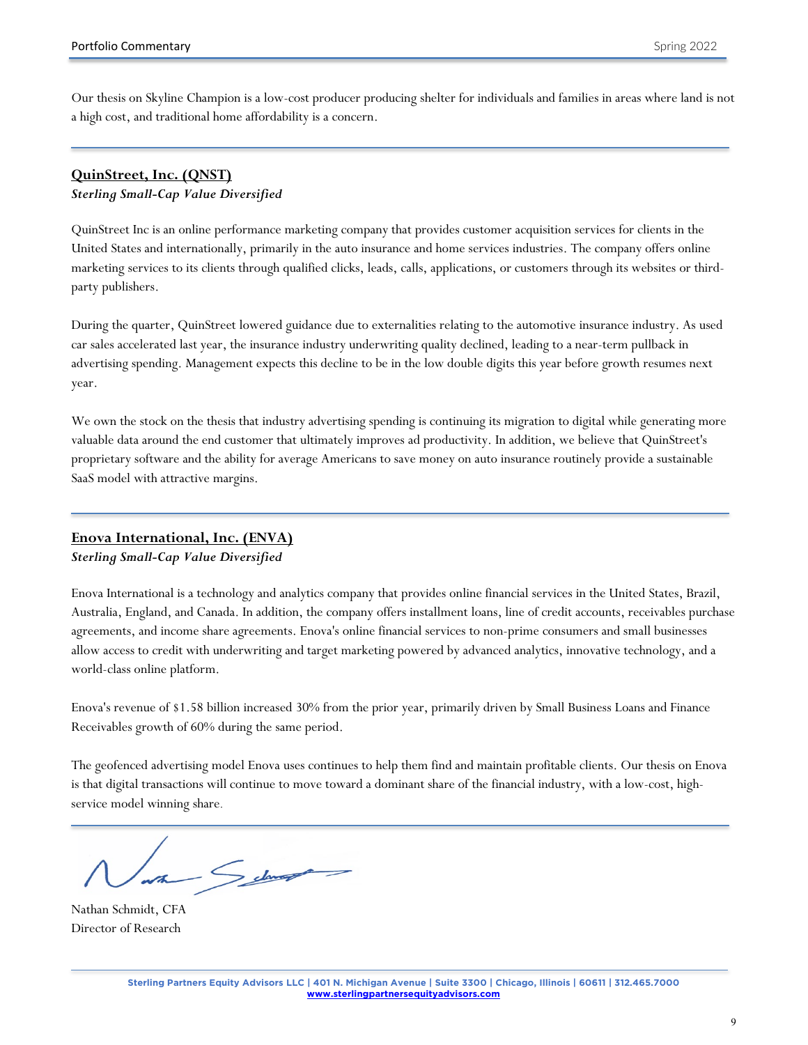Our thesis on Skyline Champion is a low-cost producer producing shelter for individuals and families in areas where land is not a high cost, and traditional home affordability is a concern.

---

## QuinStreet, Inc. (QNST)

***Sterling Small-Cap Value Diversified***

QuinStreet Inc is an online performance marketing company that provides customer acquisition services for clients in the United States and internationally, primarily in the auto insurance and home services industries. The company offers online marketing services to its clients through qualified clicks, leads, calls, applications, or customers through its websites or third-party publishers.

During the quarter, QuinStreet lowered guidance due to externalities relating to the automotive insurance industry. As used car sales accelerated last year, the insurance industry underwriting quality declined, leading to a near-term pullback in advertising spending. Management expects this decline to be in the low double digits this year before growth resumes next year.

We own the stock on the thesis that industry advertising spending is continuing its migration to digital while generating more valuable data around the end customer that ultimately improves ad productivity. In addition, we believe that QuinStreet's proprietary software and the ability for average Americans to save money on auto insurance routinely provide a sustainable SaaS model with attractive margins.

---

## Enova International, Inc. (ENVA)

***Sterling Small-Cap Value Diversified***

Enova International is a technology and analytics company that provides online financial services in the United States, Brazil, Australia, England, and Canada. In addition, the company offers installment loans, line of credit accounts, receivables purchase agreements, and income share agreements. Enova's online financial services to non-prime consumers and small businesses allow access to credit with underwriting and target marketing powered by advanced analytics, innovative technology, and a world-class online platform.

Enova's revenue of $1.58 billion increased 30% from the prior year, primarily driven by Small Business Loans and Finance Receivables growth of 60% during the same period.

The geofenced advertising model Enova uses continues to help them find and maintain profitable clients. Our thesis on Enova is that digital transactions will continue to move toward a dominant share of the financial industry, with a low-cost, high-service model winning share.

---

Nathan Schmidt, CFA
Director of Research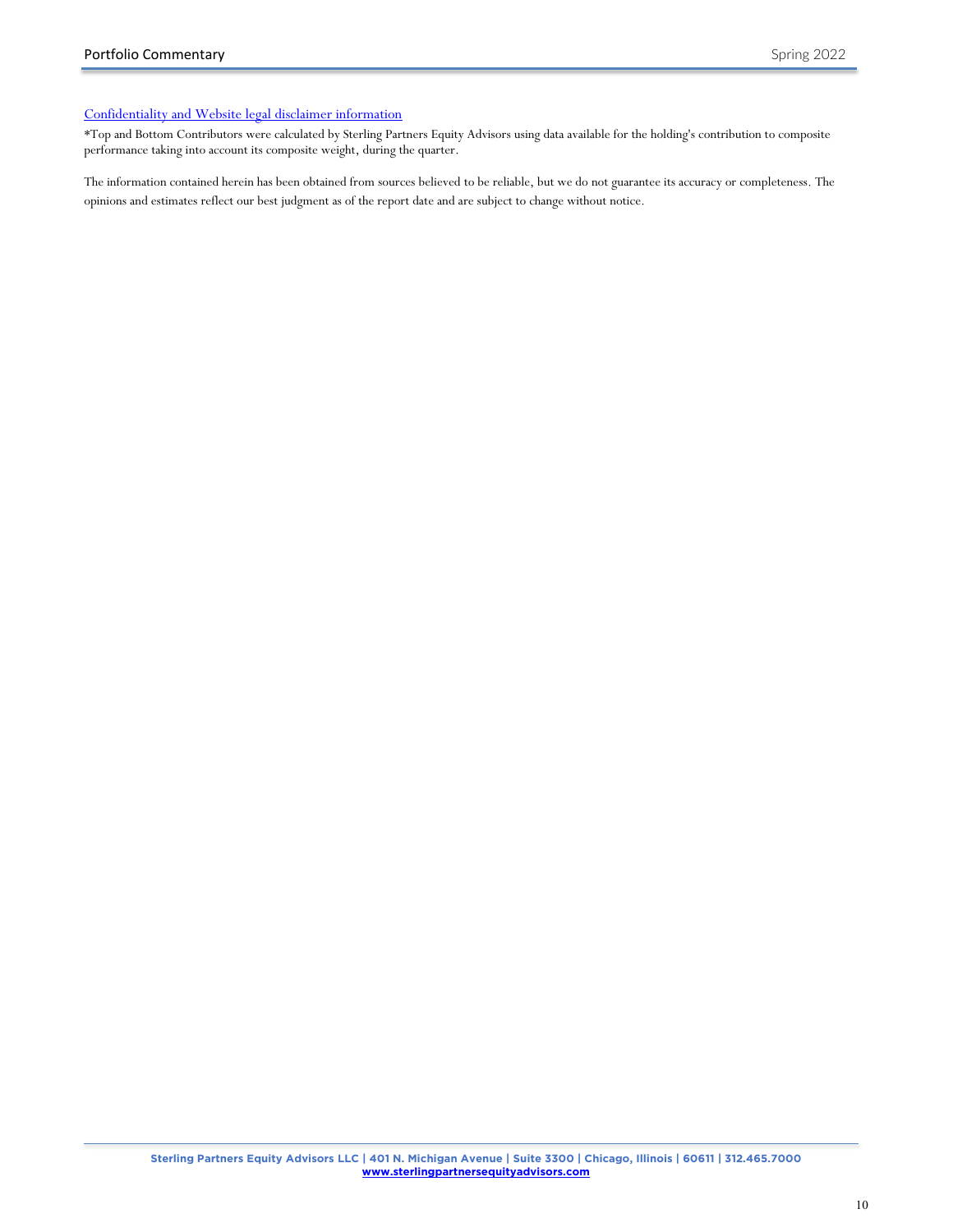[Confidentiality and Website legal disclaimer information]

*Top and Bottom Contributors were calculated by Sterling Partners Equity Advisors using data available for the holding's contribution to composite performance taking into account its composite weight, during the quarter.

The information contained herein has been obtained from sources believed to be reliable, but we do not guarantee its accuracy or completeness. The opinions and estimates reflect our best judgment as of the report date and are subject to change without notice.